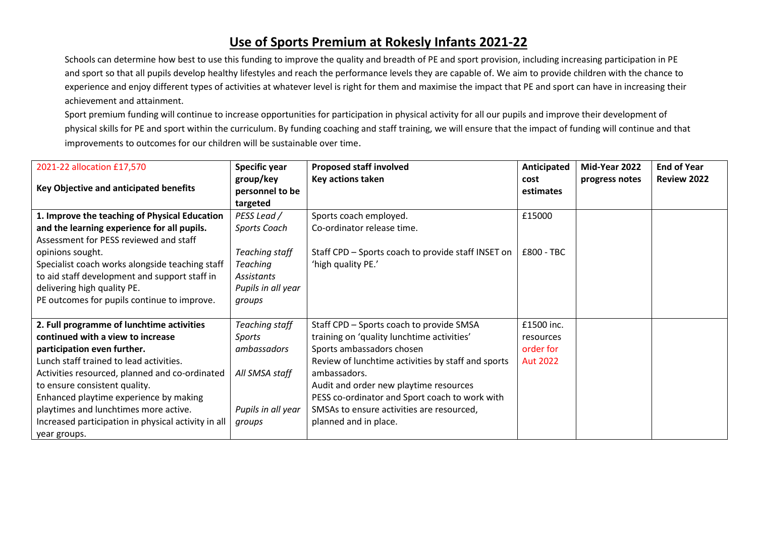# Use of Sports Premium at Rokesly Infants 2021-22

Schools can determine how best to use this funding to improve the quality and breadth of PE and sport provision, including increasing participation in PE and sport so that all pupils develop healthy lifestyles and reach the performance levels they are capable of. We aim to provide children with the chance to experience and enjoy different types of activities at whatever level is right for them and maximise the impact that PE and sport can have in increasing their achievement and attainment.

Sport premium funding will continue to increase opportunities for participation in physical activity for all our pupils and improve their development of physical skills for PE and sport within the curriculum. By funding coaching and staff training, we will ensure that the impact of funding will continue and that improvements to outcomes for our children will be sustainable over time.

| 2021-22 allocation £17,570<br><br>**Key Objective and anticipated benefits** | **Specific year group/key personnel to be targeted** | **Proposed staff involved**<br>**Key actions taken** | **Anticipated cost estimates** | **Mid-Year 2022 progress notes** | **End of Year Review 2022** |
|---|---|---|---|---|---|
| **1. Improve the teaching of Physical Education and the learning experience for all pupils.**<br>Assessment for PESS reviewed and staff opinions sought.<br>Specialist coach works alongside teaching staff to aid staff development and support staff in delivering high quality PE.<br>PE outcomes for pupils continue to improve. | *PESS Lead / Sports Coach*<br><br>*Teaching staff*<br>*Teaching Assistants*<br>*Pupils in all year groups* | Sports coach employed.<br>Co-ordinator release time.<br><br>Staff CPD – Sports coach to provide staff INSET on 'high quality PE.' | £15000<br><br><br>£800 - TBC | | |
| **2. Full programme of lunchtime activities continued with a view to increase participation even further.**<br>Lunch staff trained to lead activities.<br>Activities resourced, planned and co-ordinated to ensure consistent quality.<br>Enhanced playtime experience by making playtimes and lunchtimes more active.<br>Increased participation in physical activity in all year groups. | *Teaching staff*<br>*Sports ambassadors*<br><br>*All SMSA staff*<br><br><br>*Pupils in all year groups* | Staff CPD – Sports coach to provide SMSA training on 'quality lunchtime activities'<br>Sports ambassadors chosen<br>Review of lunchtime activities by staff and sports ambassadors.<br>Audit and order new playtime resources<br>PESS co-ordinator and Sport coach to work with SMSAs to ensure activities are resourced, planned and in place. | £1500 inc. resources order for Aut 2022 | | |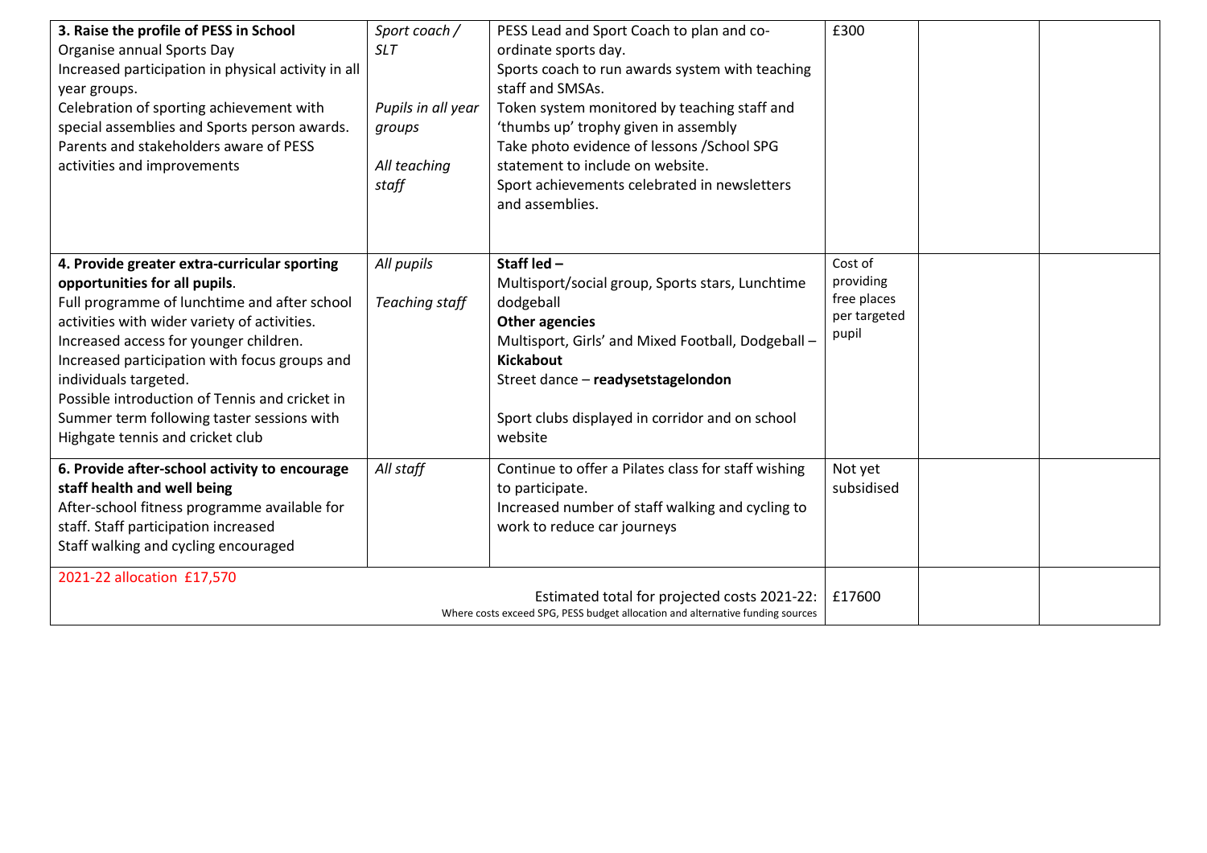| | | | | | |
|---|---|---|---|---|---|
| **3. Raise the profile of PESS in School**<br>Organise annual Sports Day<br>Increased participation in physical activity in all year groups.<br>Celebration of sporting achievement with special assemblies and Sports person awards.<br>Parents and stakeholders aware of PESS activities and improvements | *Sport coach / SLT*<br><br>*Pupils in all year groups*<br><br>*All teaching staff* | PESS Lead and Sport Coach to plan and co-ordinate sports day.<br>Sports coach to run awards system with teaching staff and SMSAs.<br>Token system monitored by teaching staff and 'thumbs up' trophy given in assembly<br>Take photo evidence of lessons /School SPG statement to include on website.<br>Sport achievements celebrated in newsletters and assemblies. | £300 | | |
| **4. Provide greater extra-curricular sporting opportunities for all pupils**.<br>Full programme of lunchtime and after school activities with wider variety of activities.<br>Increased access for younger children.<br>Increased participation with focus groups and individuals targeted.<br>Possible introduction of Tennis and cricket in Summer term following taster sessions with Highgate tennis and cricket club | *All pupils*<br><br>*Teaching staff* | **Staff led –**<br>Multisport/social group, Sports stars, Lunchtime dodgeball<br>**Other agencies**<br>Multisport, Girls' and Mixed Football, Dodgeball – **Kickabout**<br>Street dance – **readysetstagelondon**<br><br>Sport clubs displayed in corridor and on school website | Cost of providing free places per targeted pupil | | |
| **6. Provide after-school activity to encourage staff health and well being**<br>After-school fitness programme available for staff. Staff participation increased<br>Staff walking and cycling encouraged | *All staff* | Continue to offer a Pilates class for staff wishing to participate.<br>Increased number of staff walking and cycling to work to reduce car journeys | Not yet subsidised | | |
| 2021-22 allocation £17,570 | | Estimated total for projected costs 2021-22:<br>Where costs exceed SPG, PESS budget allocation and alternative funding sources | £17600 | | |